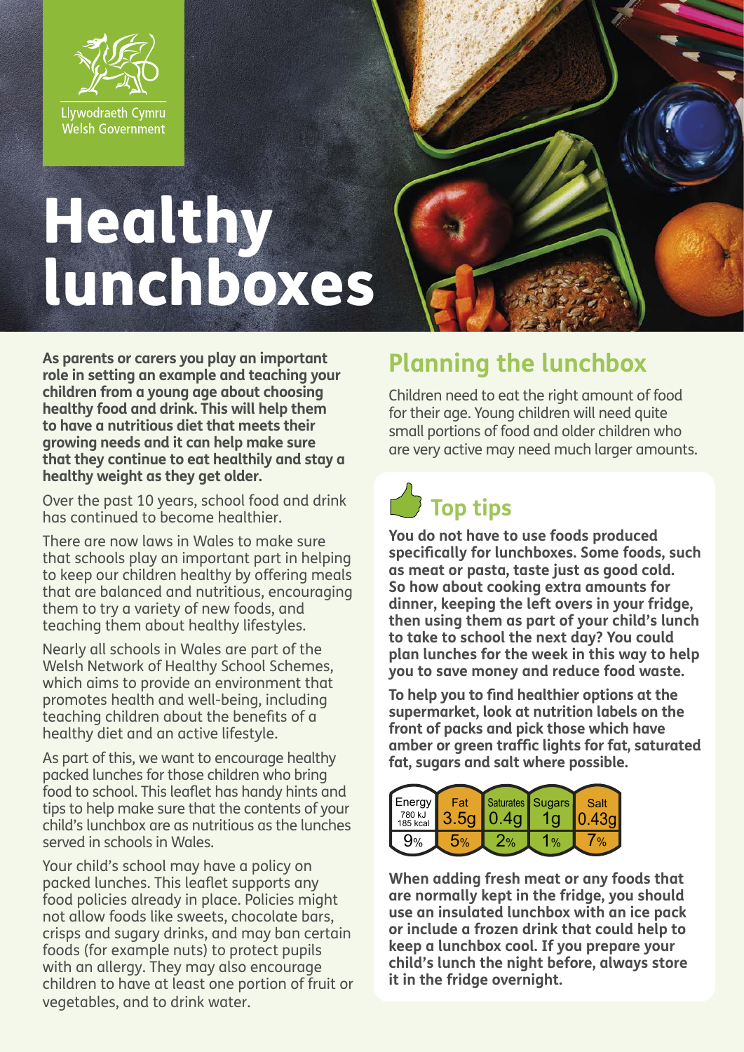Llywodraeth Cymru
Welsh Government

# Healthy lunchboxes

**As parents or carers you play an important role in setting an example and teaching your children from a young age about choosing healthy food and drink. This will help them to have a nutritious diet that meets their growing needs and it can help make sure that they continue to eat healthily and stay a healthy weight as they get older.**

Over the past 10 years, school food and drink has continued to become healthier.

There are now laws in Wales to make sure that schools play an important part in helping to keep our children healthy by offering meals that are balanced and nutritious, encouraging them to try a variety of new foods, and teaching them about healthy lifestyles.

Nearly all schools in Wales are part of the Welsh Network of Healthy School Schemes, which aims to provide an environment that promotes health and well-being, including teaching children about the benefits of a healthy diet and an active lifestyle.

As part of this, we want to encourage healthy packed lunches for those children who bring food to school. This leaflet has handy hints and tips to help make sure that the contents of your child's lunchbox are as nutritious as the lunches served in schools in Wales.

Your child's school may have a policy on packed lunches. This leaflet supports any food policies already in place. Policies might not allow foods like sweets, chocolate bars, crisps and sugary drinks, and may ban certain foods (for example nuts) to protect pupils with an allergy. They may also encourage children to have at least one portion of fruit or vegetables, and to drink water.

## Planning the lunchbox

Children need to eat the right amount of food for their age. Young children will need quite small portions of food and older children who are very active may need much larger amounts.

### Top tips

**You do not have to use foods produced specifically for lunchboxes. Some foods, such as meat or pasta, taste just as good cold. So how about cooking extra amounts for dinner, keeping the left overs in your fridge, then using them as part of your child's lunch to take to school the next day? You could plan lunches for the week in this way to help you to save money and reduce food waste.**

**To help you to find healthier options at the supermarket, look at nutrition labels on the front of packs and pick those which have amber or green traffic lights for fat, saturated fat, sugars and salt where possible.**

| Energy 780 kJ 185 kcal | Fat | Saturates | Sugars | Salt |
|---|---|---|---|---|
| | 3.5g | 0.4g | 1g | 0.43g |
| 9% | 5% | 2% | 1% | 7% |

**When adding fresh meat or any foods that are normally kept in the fridge, you should use an insulated lunchbox with an ice pack or include a frozen drink that could help to keep a lunchbox cool. If you prepare your child's lunch the night before, always store it in the fridge overnight.**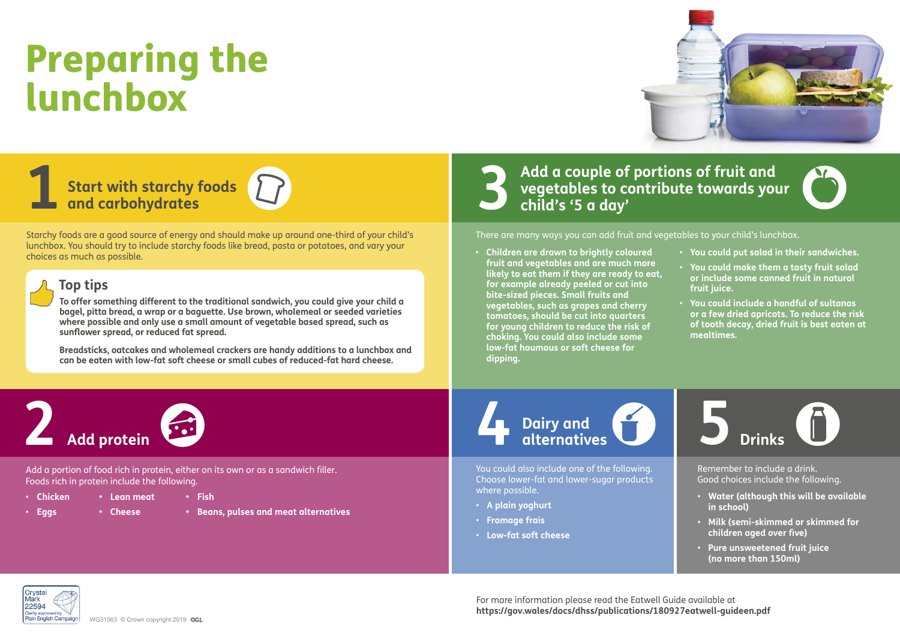# Preparing the lunchbox

## 1 Start with starchy foods and carbohydrates

Starchy foods are a good source of energy and should make up around one-third of your child's lunchbox. You should try to include starchy foods like bread, pasta or potatoes, and vary your choices as much as possible.

### Top tips

**To offer something different to the traditional sandwich, you could give your child a bagel, pitta bread, a wrap or a baguette. Use brown, wholemeal or seeded varieties where possible and only use a small amount of vegetable based spread, such as sunflower spread, or reduced fat spread.**

**Breadsticks, oatcakes and wholemeal crackers are handy additions to a lunchbox and can be eaten with low-fat soft cheese or small cubes of reduced-fat hard cheese.**

## 2 Add protein

Add a portion of food rich in protein, either on its own or as a sandwich filler. Foods rich in protein include the following.

- **Chicken**
- **Eggs**
- **Lean meat**
- **Cheese**
- **Fish**
- **Beans, pulses and meat alternatives**

## 3 Add a couple of portions of fruit and vegetables to contribute towards your child's '5 a day'

There are many ways you can add fruit and vegetables to your child's lunchbox.

- **Children are drawn to brightly coloured fruit and vegetables and are much more likely to eat them if they are ready to eat, for example already peeled or cut into bite-sized pieces. Small fruits and vegetables, such as grapes and cherry tomatoes, should be cut into quarters for young children to reduce the risk of choking. You could also include some low-fat houmous or soft cheese for dipping.**
- **You could put salad in their sandwiches.**
- **You could make them a tasty fruit salad or include some canned fruit in natural fruit juice.**
- **You could include a handful of sultanas or a few dried apricots. To reduce the risk of tooth decay, dried fruit is best eaten at mealtimes.**

## 4 Dairy and alternatives

You could also include one of the following. Choose lower-fat and lower-sugar products where possible.

- **A plain yoghurt**
- **Fromage frais**
- **Low-fat soft cheese**

## 5 Drinks

Remember to include a drink. Good choices include the following.

- **Water (although this will be available in school)**
- **Milk (semi-skimmed or skimmed for children aged over five)**
- **Pure unsweetened fruit juice (no more than 150ml)**

For more information please read the Eatwell Guide available at **https://gov.wales/docs/dhss/publications/180927eatwell-guideen.pdf**

Crystal Mark 22594 Clarity approved by Plain English Campaign

WG31563 © Crown copyright 2019 OGL